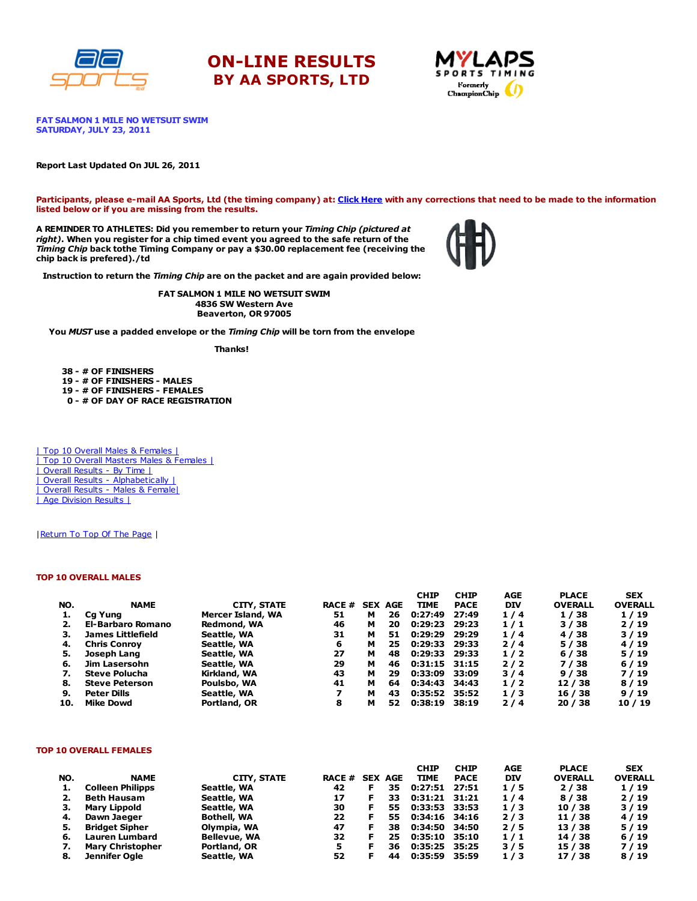# ON-LINE RESULTS
## BY AA SPORTS, LTD

**FAT SALMON 1 MILE NO WETSUIT SWIM**
**SATURDAY, JULY 23, 2011**

**Report Last Updated On JUL 26, 2011**

**Participants, please e-mail AA Sports, Ltd (the timing company) at: Click Here with any corrections that need to be made to the information listed below or if you are missing from the results.**

**A REMINDER TO ATHLETES: Did you remember to return your *Timing Chip (pictured at right)*. When you register for a chip timed event you agreed to the safe return of the *Timing Chip* back tothe Timing Company or pay a $30.00 replacement fee (receiving the chip back is prefered)./td**

**Instruction to return the *Timing Chip* are on the packet and are again provided below:**

**FAT SALMON 1 MILE NO WETSUIT SWIM**
**4836 SW Western Ave**
**Beaverton, OR 97005**

**You *MUST* use a padded envelope or the *Timing Chip* will be torn from the envelope**

**Thanks!**

**38 - # OF FINISHERS**
**19 - # OF FINISHERS - MALES**
**19 - # OF FINISHERS - FEMALES**
**0 - # OF DAY OF RACE REGISTRATION**

| Top 10 Overall Males & Females |
| Top 10 Overall Masters Males & Females |
| Overall Results - By Time |
| Overall Results - Alphabetically |
| Overall Results - Males & Female|
| Age Division Results |

|Return To Top Of The Page |

### TOP 10 OVERALL MALES

| NO. | NAME | CITY, STATE | RACE # | SEX | AGE | CHIP TIME | CHIP PACE | AGE DIV | PLACE OVERALL | SEX OVERALL |
|---|---|---|---|---|---|---|---|---|---|---|
| 1. | Cg Yung | Mercer Island, WA | 51 | M | 26 | 0:27:49 | 27:49 | 1 / 4 | 1 / 38 | 1 / 19 |
| 2. | El-Barbaro Romano | Redmond, WA | 46 | M | 20 | 0:29:23 | 29:23 | 1 / 1 | 3 / 38 | 2 / 19 |
| 3. | James Littlefield | Seattle, WA | 31 | M | 51 | 0:29:29 | 29:29 | 1 / 4 | 4 / 38 | 3 / 19 |
| 4. | Chris Conroy | Seattle, WA | 6 | M | 25 | 0:29:33 | 29:33 | 2 / 4 | 5 / 38 | 4 / 19 |
| 5. | Joseph Lang | Seattle, WA | 27 | M | 48 | 0:29:33 | 29:33 | 1 / 2 | 6 / 38 | 5 / 19 |
| 6. | Jim Lasersohn | Seattle, WA | 29 | M | 46 | 0:31:15 | 31:15 | 2 / 2 | 7 / 38 | 6 / 19 |
| 7. | Steve Polucha | Kirkland, WA | 43 | M | 29 | 0:33:09 | 33:09 | 3 / 4 | 9 / 38 | 7 / 19 |
| 8. | Steve Peterson | Poulsbo, WA | 41 | M | 64 | 0:34:43 | 34:43 | 1 / 2 | 12 / 38 | 8 / 19 |
| 9. | Peter Dills | Seattle, WA | 7 | M | 43 | 0:35:52 | 35:52 | 1 / 3 | 16 / 38 | 9 / 19 |
| 10. | Mike Dowd | Portland, OR | 8 | M | 52 | 0:38:19 | 38:19 | 2 / 4 | 20 / 38 | 10 / 19 |

### TOP 10 OVERALL FEMALES

| NO. | NAME | CITY, STATE | RACE # | SEX | AGE | CHIP TIME | CHIP PACE | AGE DIV | PLACE OVERALL | SEX OVERALL |
|---|---|---|---|---|---|---|---|---|---|---|
| 1. | Colleen Philipps | Seattle, WA | 42 | F | 35 | 0:27:51 | 27:51 | 1 / 5 | 2 / 38 | 1 / 19 |
| 2. | Beth Hausam | Seattle, WA | 17 | F | 33 | 0:31:21 | 31:21 | 1 / 4 | 8 / 38 | 2 / 19 |
| 3. | Mary Lippold | Seattle, WA | 30 | F | 55 | 0:33:53 | 33:53 | 1 / 3 | 10 / 38 | 3 / 19 |
| 4. | Dawn Jaeger | Bothell, WA | 22 | F | 55 | 0:34:16 | 34:16 | 2 / 3 | 11 / 38 | 4 / 19 |
| 5. | Bridget Sipher | Olympia, WA | 47 | F | 38 | 0:34:50 | 34:50 | 2 / 5 | 13 / 38 | 5 / 19 |
| 6. | Lauren Lumbard | Bellevue, WA | 32 | F | 25 | 0:35:10 | 35:10 | 1 / 1 | 14 / 38 | 6 / 19 |
| 7. | Mary Christopher | Portland, OR | 5 | F | 36 | 0:35:25 | 35:25 | 3 / 5 | 15 / 38 | 7 / 19 |
| 8. | Jennifer Ogle | Seattle, WA | 52 | F | 44 | 0:35:59 | 35:59 | 1 / 3 | 17 / 38 | 8 / 19 |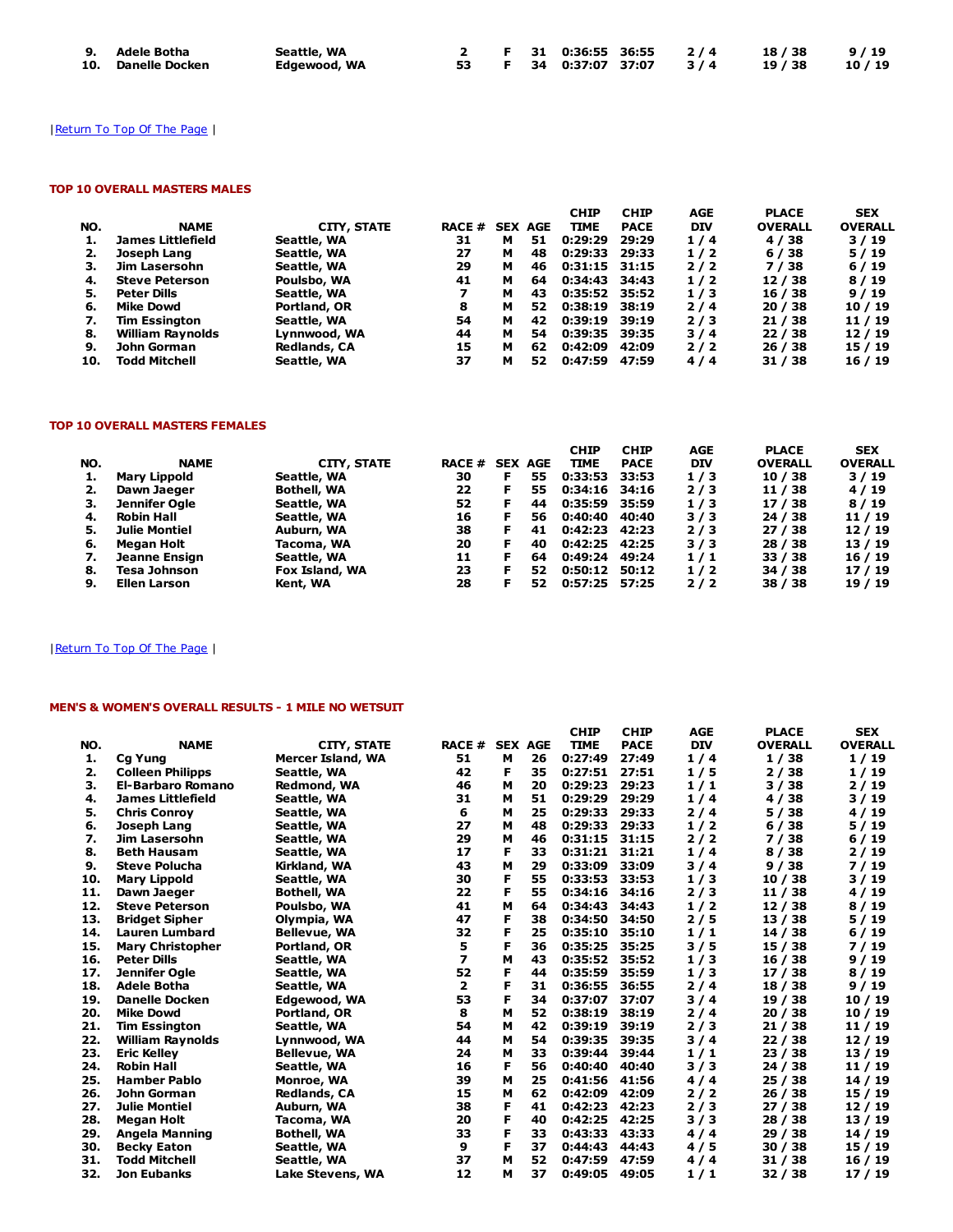| | | | | | | | | | | |
|---|---|---|---|---|---|---|---|---|---|---|
| 9. | Adele Botha | Seattle, WA | 2 | F | 31 | 0:36:55 | 36:55 | 2 / 4 | 18 / 38 | 9 / 19 |
| 10. | Danelle Docken | Edgewood, WA | 53 | F | 34 | 0:37:07 | 37:07 | 3 / 4 | 19 / 38 | 10 / 19 |

| Return To Top Of The Page |

#### TOP 10 OVERALL MASTERS MALES

| NO. | NAME | CITY, STATE | RACE # | SEX | AGE | CHIP TIME | CHIP PACE | AGE DIV | PLACE OVERALL | SEX OVERALL |
|---|---|---|---|---|---|---|---|---|---|---|
| 1. | James Littlefield | Seattle, WA | 31 | M | 51 | 0:29:29 | 29:29 | 1 / 4 | 4 / 38 | 3 / 19 |
| 2. | Joseph Lang | Seattle, WA | 27 | M | 48 | 0:29:33 | 29:33 | 1 / 2 | 6 / 38 | 5 / 19 |
| 3. | Jim Lasersohn | Seattle, WA | 29 | M | 46 | 0:31:15 | 31:15 | 2 / 2 | 7 / 38 | 6 / 19 |
| 4. | Steve Peterson | Poulsbo, WA | 41 | M | 64 | 0:34:43 | 34:43 | 1 / 2 | 12 / 38 | 8 / 19 |
| 5. | Peter Dills | Seattle, WA | 7 | M | 43 | 0:35:52 | 35:52 | 1 / 3 | 16 / 38 | 9 / 19 |
| 6. | Mike Dowd | Portland, OR | 8 | M | 52 | 0:38:19 | 38:19 | 2 / 4 | 20 / 38 | 10 / 19 |
| 7. | Tim Essington | Seattle, WA | 54 | M | 42 | 0:39:19 | 39:19 | 2 / 3 | 21 / 38 | 11 / 19 |
| 8. | William Raynolds | Lynnwood, WA | 44 | M | 54 | 0:39:35 | 39:35 | 3 / 4 | 22 / 38 | 12 / 19 |
| 9. | John Gorman | Redlands, CA | 15 | M | 62 | 0:42:09 | 42:09 | 2 / 2 | 26 / 38 | 15 / 19 |
| 10. | Todd Mitchell | Seattle, WA | 37 | M | 52 | 0:47:59 | 47:59 | 4 / 4 | 31 / 38 | 16 / 19 |

#### TOP 10 OVERALL MASTERS FEMALES

| NO. | NAME | CITY, STATE | RACE # | SEX | AGE | CHIP TIME | CHIP PACE | AGE DIV | PLACE OVERALL | SEX OVERALL |
|---|---|---|---|---|---|---|---|---|---|---|
| 1. | Mary Lippold | Seattle, WA | 30 | F | 55 | 0:33:53 | 33:53 | 1 / 3 | 10 / 38 | 3 / 19 |
| 2. | Dawn Jaeger | Bothell, WA | 22 | F | 55 | 0:34:16 | 34:16 | 2 / 3 | 11 / 38 | 4 / 19 |
| 3. | Jennifer Ogle | Seattle, WA | 52 | F | 44 | 0:35:59 | 35:59 | 1 / 3 | 17 / 38 | 8 / 19 |
| 4. | Robin Hall | Seattle, WA | 16 | F | 56 | 0:40:40 | 40:40 | 3 / 3 | 24 / 38 | 11 / 19 |
| 5. | Julie Montiel | Auburn, WA | 38 | F | 41 | 0:42:23 | 42:23 | 2 / 3 | 27 / 38 | 12 / 19 |
| 6. | Megan Holt | Tacoma, WA | 20 | F | 40 | 0:42:25 | 42:25 | 3 / 3 | 28 / 38 | 13 / 19 |
| 7. | Jeanne Ensign | Seattle, WA | 11 | F | 64 | 0:49:24 | 49:24 | 1 / 1 | 33 / 38 | 16 / 19 |
| 8. | Tesa Johnson | Fox Island, WA | 23 | F | 52 | 0:50:12 | 50:12 | 1 / 2 | 34 / 38 | 17 / 19 |
| 9. | Ellen Larson | Kent, WA | 28 | F | 52 | 0:57:25 | 57:25 | 2 / 2 | 38 / 38 | 19 / 19 |

| Return To Top Of The Page |

#### MEN'S & WOMEN'S OVERALL RESULTS - 1 MILE NO WETSUIT

| NO. | NAME | CITY, STATE | RACE # | SEX | AGE | CHIP TIME | CHIP PACE | AGE DIV | PLACE OVERALL | SEX OVERALL |
|---|---|---|---|---|---|---|---|---|---|---|
| 1. | Cg Yung | Mercer Island, WA | 51 | M | 26 | 0:27:49 | 27:49 | 1 / 4 | 1 / 38 | 1 / 19 |
| 2. | Colleen Philipps | Seattle, WA | 42 | F | 35 | 0:27:51 | 27:51 | 1 / 5 | 2 / 38 | 1 / 19 |
| 3. | El-Barbaro Romano | Redmond, WA | 46 | M | 20 | 0:29:23 | 29:23 | 1 / 1 | 3 / 38 | 2 / 19 |
| 4. | James Littlefield | Seattle, WA | 31 | M | 51 | 0:29:29 | 29:29 | 1 / 4 | 4 / 38 | 3 / 19 |
| 5. | Chris Conroy | Seattle, WA | 6 | M | 25 | 0:29:33 | 29:33 | 2 / 4 | 5 / 38 | 4 / 19 |
| 6. | Joseph Lang | Seattle, WA | 27 | M | 48 | 0:29:33 | 29:33 | 1 / 2 | 6 / 38 | 5 / 19 |
| 7. | Jim Lasersohn | Seattle, WA | 29 | M | 46 | 0:31:15 | 31:15 | 2 / 2 | 7 / 38 | 6 / 19 |
| 8. | Beth Hausam | Seattle, WA | 17 | F | 33 | 0:31:21 | 31:21 | 1 / 4 | 8 / 38 | 2 / 19 |
| 9. | Steve Polucha | Kirkland, WA | 43 | M | 29 | 0:33:09 | 33:09 | 3 / 4 | 9 / 38 | 7 / 19 |
| 10. | Mary Lippold | Seattle, WA | 30 | F | 55 | 0:33:53 | 33:53 | 1 / 3 | 10 / 38 | 3 / 19 |
| 11. | Dawn Jaeger | Bothell, WA | 22 | F | 55 | 0:34:16 | 34:16 | 2 / 3 | 11 / 38 | 4 / 19 |
| 12. | Steve Peterson | Poulsbo, WA | 41 | M | 64 | 0:34:43 | 34:43 | 1 / 2 | 12 / 38 | 8 / 19 |
| 13. | Bridget Sipher | Olympia, WA | 47 | F | 38 | 0:34:50 | 34:50 | 2 / 5 | 13 / 38 | 5 / 19 |
| 14. | Lauren Lumbard | Bellevue, WA | 32 | F | 25 | 0:35:10 | 35:10 | 1 / 1 | 14 / 38 | 6 / 19 |
| 15. | Mary Christopher | Portland, OR | 5 | F | 36 | 0:35:25 | 35:25 | 3 / 5 | 15 / 38 | 7 / 19 |
| 16. | Peter Dills | Seattle, WA | 7 | M | 43 | 0:35:52 | 35:52 | 1 / 3 | 16 / 38 | 9 / 19 |
| 17. | Jennifer Ogle | Seattle, WA | 52 | F | 44 | 0:35:59 | 35:59 | 1 / 3 | 17 / 38 | 8 / 19 |
| 18. | Adele Botha | Seattle, WA | 2 | F | 31 | 0:36:55 | 36:55 | 2 / 4 | 18 / 38 | 9 / 19 |
| 19. | Danelle Docken | Edgewood, WA | 53 | F | 34 | 0:37:07 | 37:07 | 3 / 4 | 19 / 38 | 10 / 19 |
| 20. | Mike Dowd | Portland, OR | 8 | M | 52 | 0:38:19 | 38:19 | 2 / 4 | 20 / 38 | 10 / 19 |
| 21. | Tim Essington | Seattle, WA | 54 | M | 42 | 0:39:19 | 39:19 | 2 / 3 | 21 / 38 | 11 / 19 |
| 22. | William Raynolds | Lynnwood, WA | 44 | M | 54 | 0:39:35 | 39:35 | 3 / 4 | 22 / 38 | 12 / 19 |
| 23. | Eric Kelley | Bellevue, WA | 24 | M | 33 | 0:39:44 | 39:44 | 1 / 1 | 23 / 38 | 13 / 19 |
| 24. | Robin Hall | Seattle, WA | 16 | F | 56 | 0:40:40 | 40:40 | 3 / 3 | 24 / 38 | 11 / 19 |
| 25. | Hamber Pablo | Monroe, WA | 39 | M | 25 | 0:41:56 | 41:56 | 4 / 4 | 25 / 38 | 14 / 19 |
| 26. | John Gorman | Redlands, CA | 15 | M | 62 | 0:42:09 | 42:09 | 2 / 2 | 26 / 38 | 15 / 19 |
| 27. | Julie Montiel | Auburn, WA | 38 | F | 41 | 0:42:23 | 42:23 | 2 / 3 | 27 / 38 | 12 / 19 |
| 28. | Megan Holt | Tacoma, WA | 20 | F | 40 | 0:42:25 | 42:25 | 3 / 3 | 28 / 38 | 13 / 19 |
| 29. | Angela Manning | Bothell, WA | 33 | F | 33 | 0:43:33 | 43:33 | 4 / 4 | 29 / 38 | 14 / 19 |
| 30. | Becky Eaton | Seattle, WA | 9 | F | 37 | 0:44:43 | 44:43 | 4 / 5 | 30 / 38 | 15 / 19 |
| 31. | Todd Mitchell | Seattle, WA | 37 | M | 52 | 0:47:59 | 47:59 | 4 / 4 | 31 / 38 | 16 / 19 |
| 32. | Jon Eubanks | Lake Stevens, WA | 12 | M | 37 | 0:49:05 | 49:05 | 1 / 1 | 32 / 38 | 17 / 19 |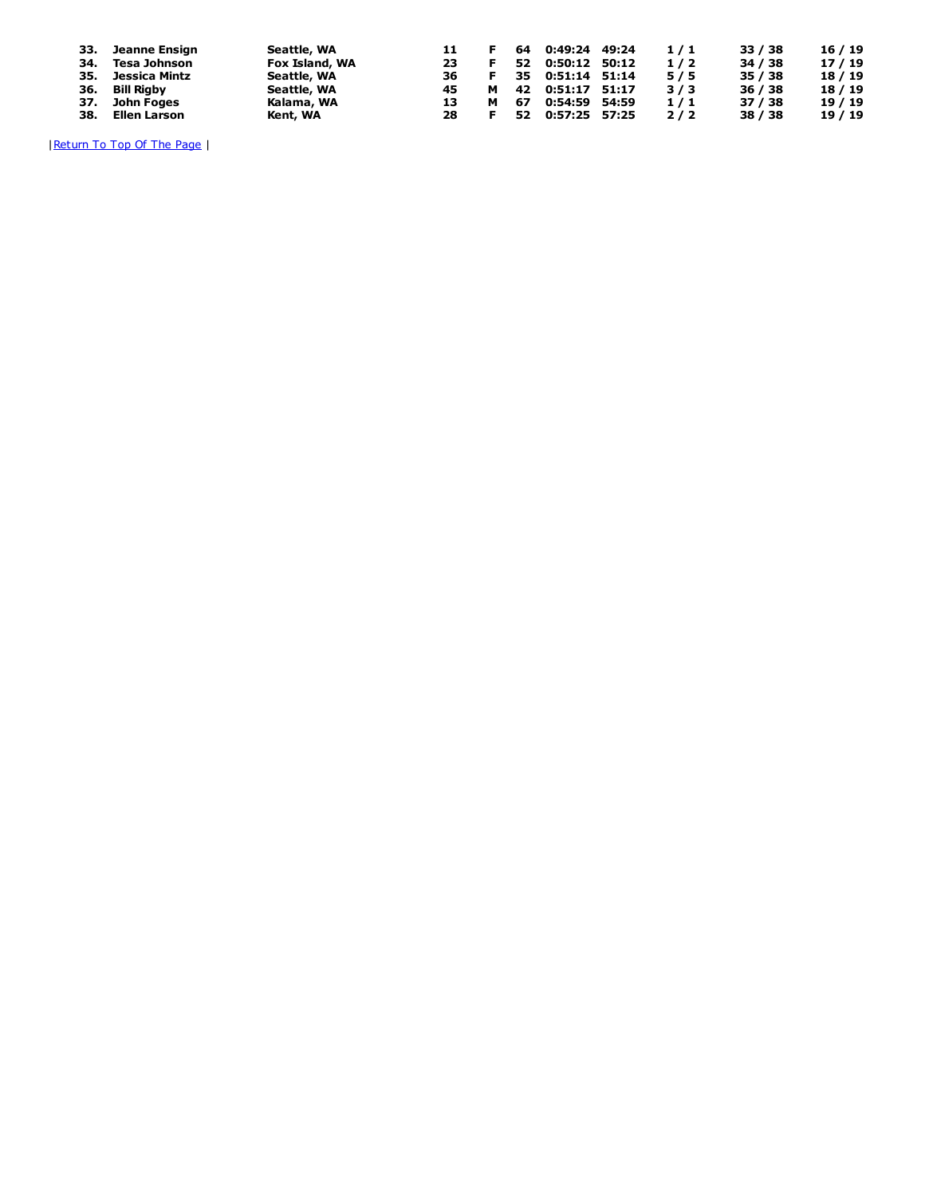| | | | | | | | | | | |
|---|---|---|---|---|---|---|---|---|---|---|
| **33.** | **Jeanne Ensign** | **Seattle, WA** | **11** | **F** | **64** | **0:49:24** | **49:24** | **1 / 1** | **33 / 38** | **16 / 19** |
| **34.** | **Tesa Johnson** | **Fox Island, WA** | **23** | **F** | **52** | **0:50:12** | **50:12** | **1 / 2** | **34 / 38** | **17 / 19** |
| **35.** | **Jessica Mintz** | **Seattle, WA** | **36** | **F** | **35** | **0:51:14** | **51:14** | **5 / 5** | **35 / 38** | **18 / 19** |
| **36.** | **Bill Rigby** | **Seattle, WA** | **45** | **M** | **42** | **0:51:17** | **51:17** | **3 / 3** | **36 / 38** | **18 / 19** |
| **37.** | **John Foges** | **Kalama, WA** | **13** | **M** | **67** | **0:54:59** | **54:59** | **1 / 1** | **37 / 38** | **19 / 19** |
| **38.** | **Ellen Larson** | **Kent, WA** | **28** | **F** | **52** | **0:57:25** | **57:25** | **2 / 2** | **38 / 38** | **19 / 19** |

| Return To Top Of The Page |